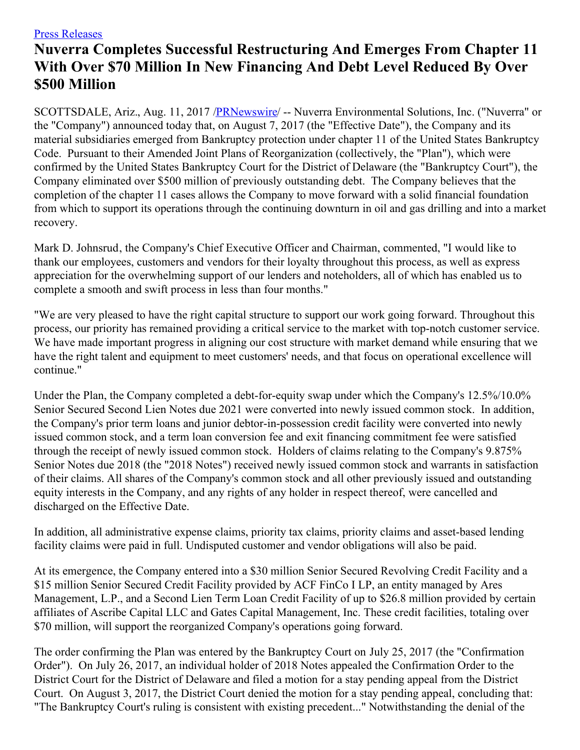[Press Releases](#)

# Nuverra Completes Successful Restructuring And Emerges From Chapter 11 With Over $70 Million In New Financing And Debt Level Reduced By Over $500 Million

SCOTTSDALE, Ariz., Aug. 11, 2017 /[PRNewswire](#)/ -- Nuverra Environmental Solutions, Inc. ("Nuverra" or the "Company") announced today that, on August 7, 2017 (the "Effective Date"), the Company and its material subsidiaries emerged from Bankruptcy protection under chapter 11 of the United States Bankruptcy Code. Pursuant to their Amended Joint Plans of Reorganization (collectively, the "Plan"), which were confirmed by the United States Bankruptcy Court for the District of Delaware (the "Bankruptcy Court"), the Company eliminated over $500 million of previously outstanding debt. The Company believes that the completion of the chapter 11 cases allows the Company to move forward with a solid financial foundation from which to support its operations through the continuing downturn in oil and gas drilling and into a market recovery.

Mark D. Johnsrud, the Company's Chief Executive Officer and Chairman, commented, "I would like to thank our employees, customers and vendors for their loyalty throughout this process, as well as express appreciation for the overwhelming support of our lenders and noteholders, all of which has enabled us to complete a smooth and swift process in less than four months."

"We are very pleased to have the right capital structure to support our work going forward. Throughout this process, our priority has remained providing a critical service to the market with top-notch customer service. We have made important progress in aligning our cost structure with market demand while ensuring that we have the right talent and equipment to meet customers' needs, and that focus on operational excellence will continue."

Under the Plan, the Company completed a debt-for-equity swap under which the Company's 12.5%/10.0% Senior Secured Second Lien Notes due 2021 were converted into newly issued common stock. In addition, the Company's prior term loans and junior debtor-in-possession credit facility were converted into newly issued common stock, and a term loan conversion fee and exit financing commitment fee were satisfied through the receipt of newly issued common stock. Holders of claims relating to the Company's 9.875% Senior Notes due 2018 (the "2018 Notes") received newly issued common stock and warrants in satisfaction of their claims. All shares of the Company's common stock and all other previously issued and outstanding equity interests in the Company, and any rights of any holder in respect thereof, were cancelled and discharged on the Effective Date.

In addition, all administrative expense claims, priority tax claims, priority claims and asset-based lending facility claims were paid in full. Undisputed customer and vendor obligations will also be paid.

At its emergence, the Company entered into a $30 million Senior Secured Revolving Credit Facility and a $15 million Senior Secured Credit Facility provided by ACF FinCo I LP, an entity managed by Ares Management, L.P., and a Second Lien Term Loan Credit Facility of up to $26.8 million provided by certain affiliates of Ascribe Capital LLC and Gates Capital Management, Inc. These credit facilities, totaling over $70 million, will support the reorganized Company's operations going forward.

The order confirming the Plan was entered by the Bankruptcy Court on July 25, 2017 (the "Confirmation Order"). On July 26, 2017, an individual holder of 2018 Notes appealed the Confirmation Order to the District Court for the District of Delaware and filed a motion for a stay pending appeal from the District Court. On August 3, 2017, the District Court denied the motion for a stay pending appeal, concluding that: "The Bankruptcy Court's ruling is consistent with existing precedent..." Notwithstanding the denial of the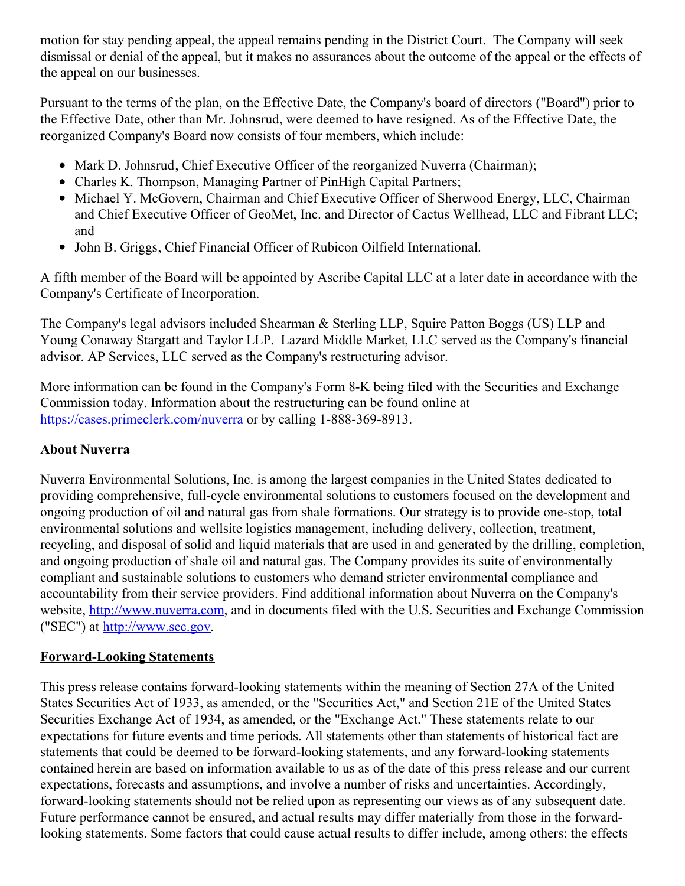motion for stay pending appeal, the appeal remains pending in the District Court. The Company will seek dismissal or denial of the appeal, but it makes no assurances about the outcome of the appeal or the effects of the appeal on our businesses.

Pursuant to the terms of the plan, on the Effective Date, the Company's board of directors ("Board") prior to the Effective Date, other than Mr. Johnsrud, were deemed to have resigned. As of the Effective Date, the reorganized Company's Board now consists of four members, which include:

- Mark D. Johnsrud, Chief Executive Officer of the reorganized Nuverra (Chairman);
- Charles K. Thompson, Managing Partner of PinHigh Capital Partners;
- Michael Y. McGovern, Chairman and Chief Executive Officer of Sherwood Energy, LLC, Chairman and Chief Executive Officer of GeoMet, Inc. and Director of Cactus Wellhead, LLC and Fibrant LLC; and
- John B. Griggs, Chief Financial Officer of Rubicon Oilfield International.

A fifth member of the Board will be appointed by Ascribe Capital LLC at a later date in accordance with the Company's Certificate of Incorporation.

The Company's legal advisors included Shearman & Sterling LLP, Squire Patton Boggs (US) LLP and Young Conaway Stargatt and Taylor LLP. Lazard Middle Market, LLC served as the Company's financial advisor. AP Services, LLC served as the Company's restructuring advisor.

More information can be found in the Company's Form 8-K being filed with the Securities and Exchange Commission today. Information about the restructuring can be found online at https://cases.primeclerk.com/nuverra or by calling 1-888-369-8913.

## About Nuverra

Nuverra Environmental Solutions, Inc. is among the largest companies in the United States dedicated to providing comprehensive, full-cycle environmental solutions to customers focused on the development and ongoing production of oil and natural gas from shale formations. Our strategy is to provide one-stop, total environmental solutions and wellsite logistics management, including delivery, collection, treatment, recycling, and disposal of solid and liquid materials that are used in and generated by the drilling, completion, and ongoing production of shale oil and natural gas. The Company provides its suite of environmentally compliant and sustainable solutions to customers who demand stricter environmental compliance and accountability from their service providers. Find additional information about Nuverra on the Company's website, http://www.nuverra.com, and in documents filed with the U.S. Securities and Exchange Commission ("SEC") at http://www.sec.gov.

## Forward-Looking Statements

This press release contains forward-looking statements within the meaning of Section 27A of the United States Securities Act of 1933, as amended, or the "Securities Act," and Section 21E of the United States Securities Exchange Act of 1934, as amended, or the "Exchange Act." These statements relate to our expectations for future events and time periods. All statements other than statements of historical fact are statements that could be deemed to be forward-looking statements, and any forward-looking statements contained herein are based on information available to us as of the date of this press release and our current expectations, forecasts and assumptions, and involve a number of risks and uncertainties. Accordingly, forward-looking statements should not be relied upon as representing our views as of any subsequent date. Future performance cannot be ensured, and actual results may differ materially from those in the forward-looking statements. Some factors that could cause actual results to differ include, among others: the effects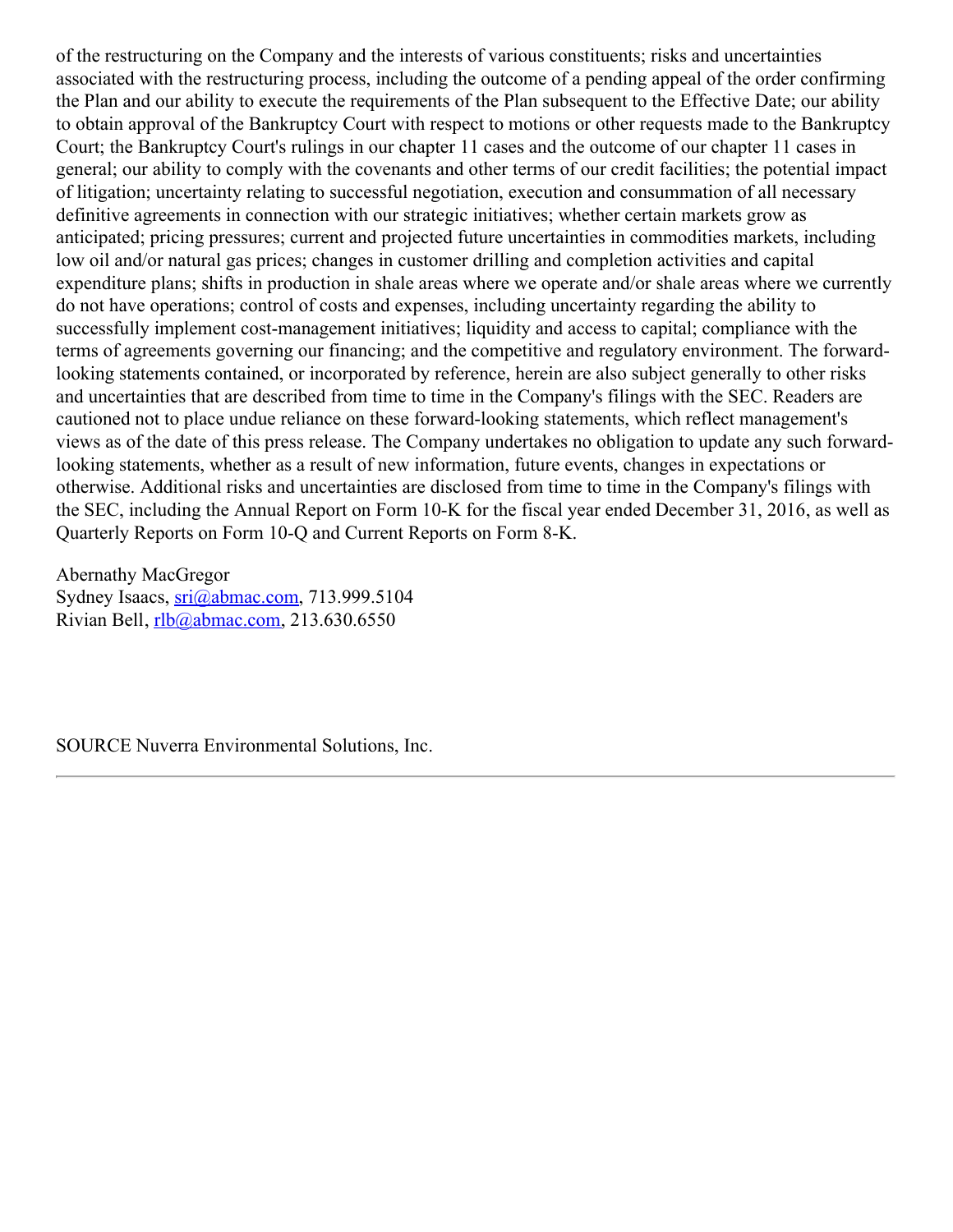of the restructuring on the Company and the interests of various constituents; risks and uncertainties associated with the restructuring process, including the outcome of a pending appeal of the order confirming the Plan and our ability to execute the requirements of the Plan subsequent to the Effective Date; our ability to obtain approval of the Bankruptcy Court with respect to motions or other requests made to the Bankruptcy Court; the Bankruptcy Court's rulings in our chapter 11 cases and the outcome of our chapter 11 cases in general; our ability to comply with the covenants and other terms of our credit facilities; the potential impact of litigation; uncertainty relating to successful negotiation, execution and consummation of all necessary definitive agreements in connection with our strategic initiatives; whether certain markets grow as anticipated; pricing pressures; current and projected future uncertainties in commodities markets, including low oil and/or natural gas prices; changes in customer drilling and completion activities and capital expenditure plans; shifts in production in shale areas where we operate and/or shale areas where we currently do not have operations; control of costs and expenses, including uncertainty regarding the ability to successfully implement cost-management initiatives; liquidity and access to capital; compliance with the terms of agreements governing our financing; and the competitive and regulatory environment. The forward-looking statements contained, or incorporated by reference, herein are also subject generally to other risks and uncertainties that are described from time to time in the Company's filings with the SEC. Readers are cautioned not to place undue reliance on these forward-looking statements, which reflect management's views as of the date of this press release. The Company undertakes no obligation to update any such forward-looking statements, whether as a result of new information, future events, changes in expectations or otherwise. Additional risks and uncertainties are disclosed from time to time in the Company's filings with the SEC, including the Annual Report on Form 10-K for the fiscal year ended December 31, 2016, as well as Quarterly Reports on Form 10-Q and Current Reports on Form 8-K.

Abernathy MacGregor
Sydney Isaacs, sri@abmac.com, 713.999.5104
Rivian Bell, rlb@abmac.com, 213.630.6550

SOURCE Nuverra Environmental Solutions, Inc.